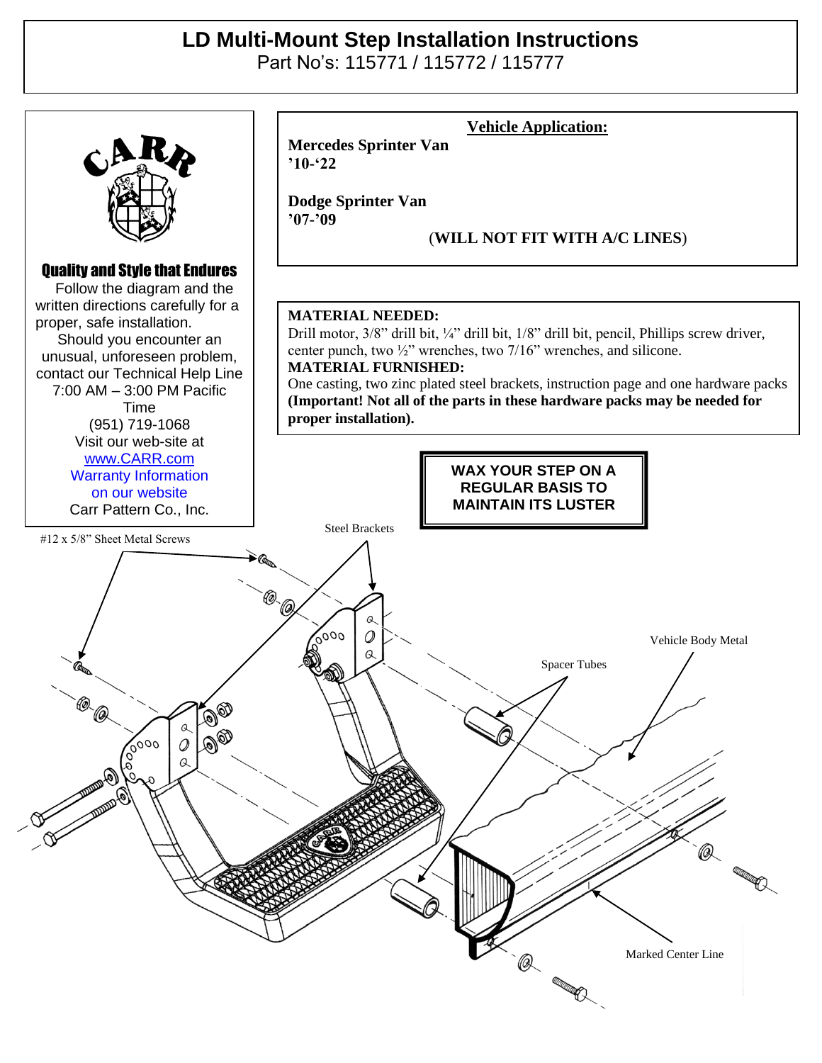# LD Multi-Mount Step Installation Instructions

Part No's: 115771 / 115772 / 115777

CARR

**Quality and Style that Endures**

Follow the diagram and the written directions carefully for a proper, safe installation.

Should you encounter an unusual, unforeseen problem, contact our Technical Help Line 7:00 AM – 3:00 PM Pacific Time (951) 719-1068

Visit our web-site at www.CARR.com

Warranty Information on our website

Carr Pattern Co., Inc.

## Vehicle Application:

**Mercedes Sprinter Van '10-'22**

**Dodge Sprinter Van '07-'09**

(**WILL NOT FIT WITH A/C LINES**)

**MATERIAL NEEDED:**
Drill motor, 3/8" drill bit, ¼" drill bit, 1/8" drill bit, pencil, Phillips screw driver, center punch, two ½" wrenches, two 7/16" wrenches, and silicone.

**MATERIAL FURNISHED:**
One casting, two zinc plated steel brackets, instruction page and one hardware packs **(Important! Not all of the parts in these hardware packs may be needed for proper installation).**

**WAX YOUR STEP ON A REGULAR BASIS TO MAINTAIN ITS LUSTER**

#12 x 5/8" Sheet Metal Screws

Steel Brackets

Vehicle Body Metal

Spacer Tubes

Marked Center Line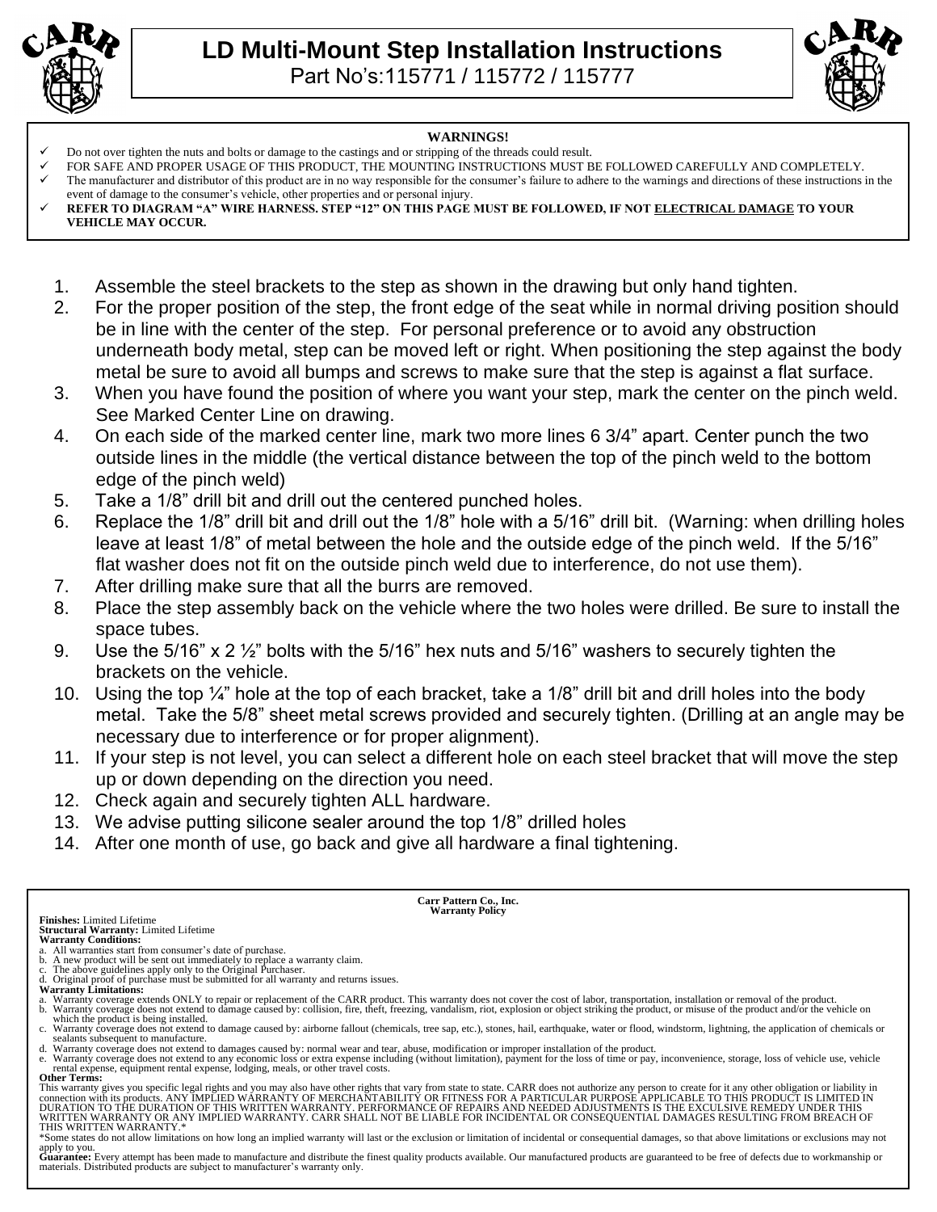# LD Multi-Mount Step Installation Instructions

Part No's:115771 / 115772 / 115777

**WARNINGS!**

- Do not over tighten the nuts and bolts or damage to the castings and or stripping of the threads could result.
- FOR SAFE AND PROPER USAGE OF THIS PRODUCT, THE MOUNTING INSTRUCTIONS MUST BE FOLLOWED CAREFULLY AND COMPLETELY.
- The manufacturer and distributor of this product are in no way responsible for the consumer's failure to adhere to the warnings and directions of these instructions in the event of damage to the consumer's vehicle, other properties and or personal injury.
- **REFER TO DIAGRAM "A" WIRE HARNESS. STEP "12" ON THIS PAGE MUST BE FOLLOWED, IF NOT ELECTRICAL DAMAGE TO YOUR VEHICLE MAY OCCUR.**

1. Assemble the steel brackets to the step as shown in the drawing but only hand tighten.
2. For the proper position of the step, the front edge of the seat while in normal driving position should be in line with the center of the step. For personal preference or to avoid any obstruction underneath body metal, step can be moved left or right. When positioning the step against the body metal be sure to avoid all bumps and screws to make sure that the step is against a flat surface.
3. When you have found the position of where you want your step, mark the center on the pinch weld. See Marked Center Line on drawing.
4. On each side of the marked center line, mark two more lines 6 3/4" apart. Center punch the two outside lines in the middle (the vertical distance between the top of the pinch weld to the bottom edge of the pinch weld)
5. Take a 1/8" drill bit and drill out the centered punched holes.
6. Replace the 1/8" drill bit and drill out the 1/8" hole with a 5/16" drill bit. (Warning: when drilling holes leave at least 1/8" of metal between the hole and the outside edge of the pinch weld. If the 5/16" flat washer does not fit on the outside pinch weld due to interference, do not use them).
7. After drilling make sure that all the burrs are removed.
8. Place the step assembly back on the vehicle where the two holes were drilled. Be sure to install the space tubes.
9. Use the 5/16" x 2 ½" bolts with the 5/16" hex nuts and 5/16" washers to securely tighten the brackets on the vehicle.
10. Using the top ¼" hole at the top of each bracket, take a 1/8" drill bit and drill holes into the body metal. Take the 5/8" sheet metal screws provided and securely tighten. (Drilling at an angle may be necessary due to interference or for proper alignment).
11. If your step is not level, you can select a different hole on each steel bracket that will move the step up or down depending on the direction you need.
12. Check again and securely tighten ALL hardware.
13. We advise putting silicone sealer around the top 1/8" drilled holes
14. After one month of use, go back and give all hardware a final tightening.

**Carr Pattern Co., Inc.**
**Warranty Policy**

**Finishes:** Limited Lifetime
**Structural Warranty:** Limited Lifetime
**Warranty Conditions:**

a. All warranties start from consumer's date of purchase.
b. A new product will be sent out immediately to replace a warranty claim.
c. The above guidelines apply only to the Original Purchaser.
d. Original proof of purchase must be submitted for all warranty and returns issues.

**Warranty Limitations:**

a. Warranty coverage extends ONLY to repair or replacement of the CARR product. This warranty does not cover the cost of labor, transportation, installation or removal of the product.
b. Warranty coverage does not extend to damage caused by: collision, fire, theft, freezing, vandalism, riot, explosion or object striking the product, or misuse of the product and/or the vehicle on which the product is being installed.
c. Warranty coverage does not extend to damage caused by: airborne fallout (chemicals, tree sap, etc.), stones, hail, earthquake, water or flood, windstorm, lightning, the application of chemicals or sealants subsequent to manufacture.
d. Warranty coverage does not extend to damages caused by: normal wear and tear, abuse, modification or improper installation of the product.
e. Warranty coverage does not extend to any economic loss or extra expense including (without limitation), payment for the loss of time or pay, inconvenience, storage, loss of vehicle use, vehicle rental expense, equipment rental expense, lodging, meals, or other travel costs.

**Other Terms:**
This warranty gives you specific legal rights and you may also have other rights that vary from state to state. CARR does not authorize any person to create for it any other obligation or liability in connection with its products. ANY IMPLIED WARRANTY OF MERCHANTABILITY OR FITNESS FOR A PARTICULAR PURPOSE APPLICABLE TO THIS PRODUCT IS LIMITED IN DURATION TO THE DURATION OF THIS WRITTEN WARRANTY. PERFORMANCE OF REPAIRS AND NEEDED ADJUSTMENTS IS THE EXCULSIVE REMEDY UNDER THIS WRITTEN WARRANTY OR ANY IMPLIED WARRANTY. CARR SHALL NOT BE LIABLE FOR INCIDENTAL OR CONSEQUENTIAL DAMAGES RESULTING FROM BREACH OF THIS WRITTEN WARRANTY.*
*Some states do not allow limitations on how long an implied warranty will last or the exclusion or limitation of incidental or consequential damages, so that above limitations or exclusions may not apply to you.
**Guarantee:** Every attempt has been made to manufacture and distribute the finest quality products available. Our manufactured products are guaranteed to be free of defects due to workmanship or materials. Distributed products are subject to manufacturer's warranty only.